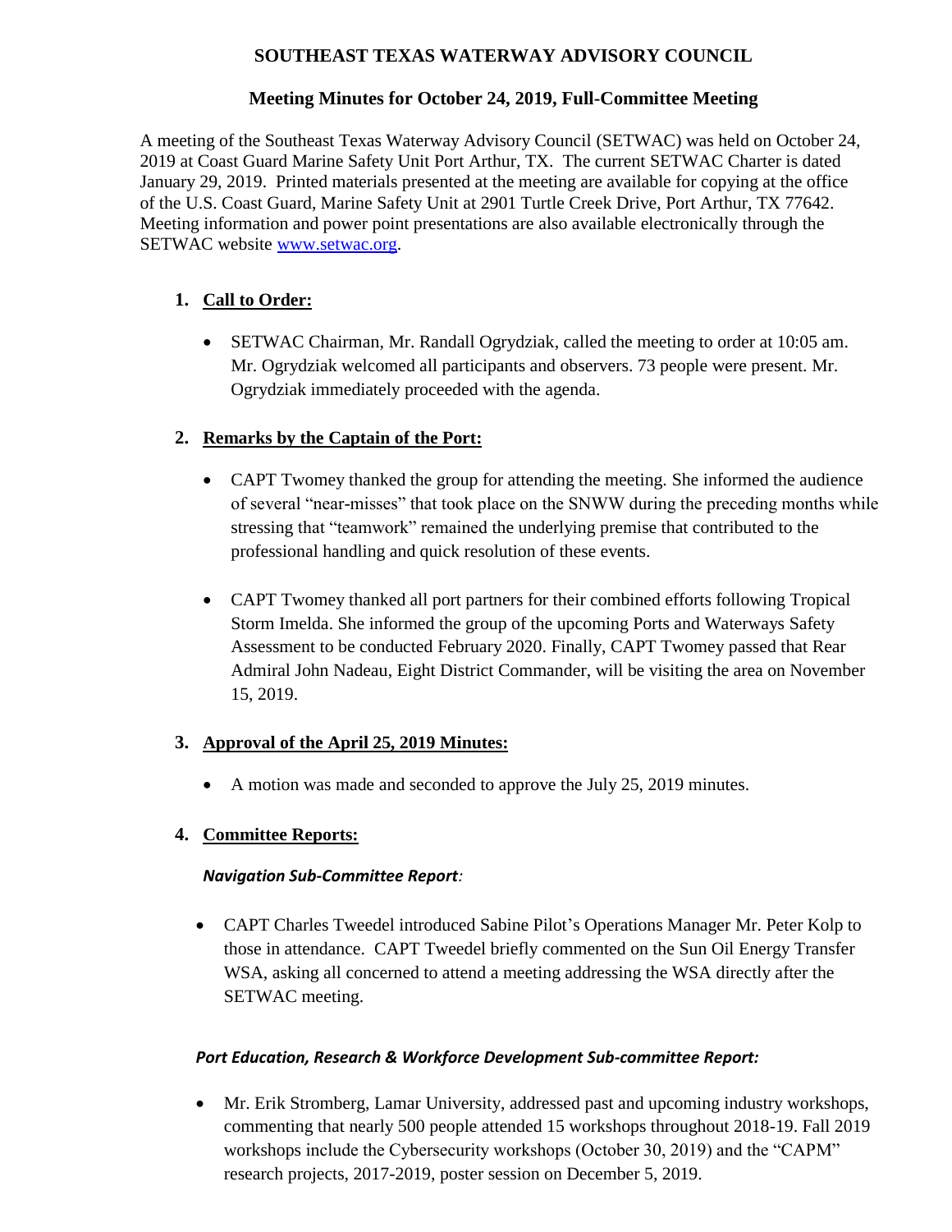# SOUTHEAST TEXAS WATERWAY ADVISORY COUNCIL

## Meeting Minutes for October 24, 2019, Full-Committee Meeting

A meeting of the Southeast Texas Waterway Advisory Council (SETWAC) was held on October 24, 2019 at Coast Guard Marine Safety Unit Port Arthur, TX. The current SETWAC Charter is dated January 29, 2019. Printed materials presented at the meeting are available for copying at the office of the U.S. Coast Guard, Marine Safety Unit at 2901 Turtle Creek Drive, Port Arthur, TX 77642. Meeting information and power point presentations are also available electronically through the SETWAC website www.setwac.org.

1. **Call to Order:**

   - SETWAC Chairman, Mr. Randall Ogrydziak, called the meeting to order at 10:05 am. Mr. Ogrydziak welcomed all participants and observers. 73 people were present. Mr. Ogrydziak immediately proceeded with the agenda.

2. **Remarks by the Captain of the Port:**

   - CAPT Twomey thanked the group for attending the meeting. She informed the audience of several "near-misses" that took place on the SNWW during the preceding months while stressing that "teamwork" remained the underlying premise that contributed to the professional handling and quick resolution of these events.

   - CAPT Twomey thanked all port partners for their combined efforts following Tropical Storm Imelda. She informed the group of the upcoming Ports and Waterways Safety Assessment to be conducted February 2020. Finally, CAPT Twomey passed that Rear Admiral John Nadeau, Eight District Commander, will be visiting the area on November 15, 2019.

3. **Approval of the April 25, 2019 Minutes:**

   - A motion was made and seconded to approve the July 25, 2019 minutes.

4. **Committee Reports:**

   ***Navigation Sub-Committee Report:***

   - CAPT Charles Tweedel introduced Sabine Pilot's Operations Manager Mr. Peter Kolp to those in attendance. CAPT Tweedel briefly commented on the Sun Oil Energy Transfer WSA, asking all concerned to attend a meeting addressing the WSA directly after the SETWAC meeting.

   ***Port Education, Research & Workforce Development Sub-committee Report:***

   - Mr. Erik Stromberg, Lamar University, addressed past and upcoming industry workshops, commenting that nearly 500 people attended 15 workshops throughout 2018-19. Fall 2019 workshops include the Cybersecurity workshops (October 30, 2019) and the "CAPM" research projects, 2017-2019, poster session on December 5, 2019.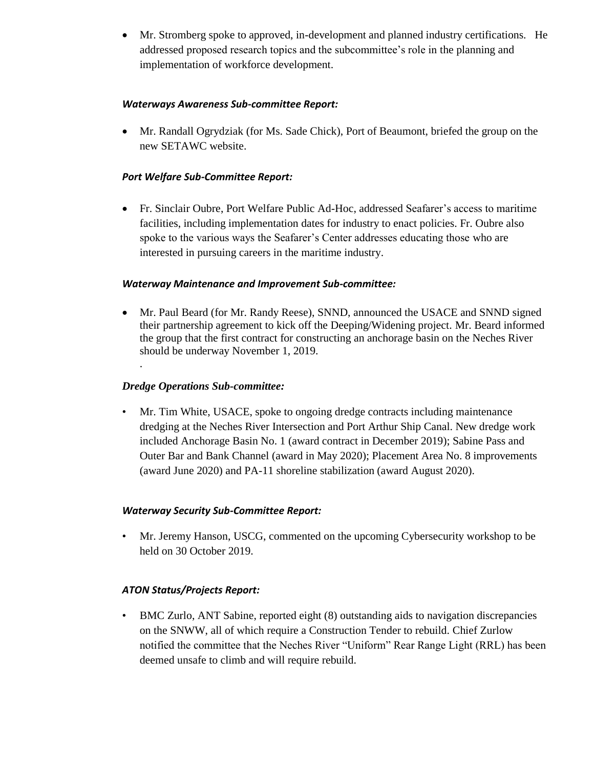- Mr. Stromberg spoke to approved, in-development and planned industry certifications. He addressed proposed research topics and the subcommittee's role in the planning and implementation of workforce development.

***Waterways Awareness Sub-committee Report:***

- Mr. Randall Ogrydziak (for Ms. Sade Chick), Port of Beaumont, briefed the group on the new SETAWC website.

***Port Welfare Sub-Committee Report:***

- Fr. Sinclair Oubre, Port Welfare Public Ad-Hoc, addressed Seafarer's access to maritime facilities, including implementation dates for industry to enact policies. Fr. Oubre also spoke to the various ways the Seafarer's Center addresses educating those who are interested in pursuing careers in the maritime industry.

***Waterway Maintenance and Improvement Sub-committee:***

- Mr. Paul Beard (for Mr. Randy Reese), SNND, announced the USACE and SNND signed their partnership agreement to kick off the Deeping/Widening project. Mr. Beard informed the group that the first contract for constructing an anchorage basin on the Neches River should be underway November 1, 2019.
  .

***Dredge Operations Sub-committee:***

- Mr. Tim White, USACE, spoke to ongoing dredge contracts including maintenance dredging at the Neches River Intersection and Port Arthur Ship Canal. New dredge work included Anchorage Basin No. 1 (award contract in December 2019); Sabine Pass and Outer Bar and Bank Channel (award in May 2020); Placement Area No. 8 improvements (award June 2020) and PA-11 shoreline stabilization (award August 2020).

***Waterway Security Sub-Committee Report:***

- Mr. Jeremy Hanson, USCG, commented on the upcoming Cybersecurity workshop to be held on 30 October 2019.

***ATON Status/Projects Report:***

- BMC Zurlo, ANT Sabine, reported eight (8) outstanding aids to navigation discrepancies on the SNWW, all of which require a Construction Tender to rebuild. Chief Zurlow notified the committee that the Neches River "Uniform" Rear Range Light (RRL) has been deemed unsafe to climb and will require rebuild.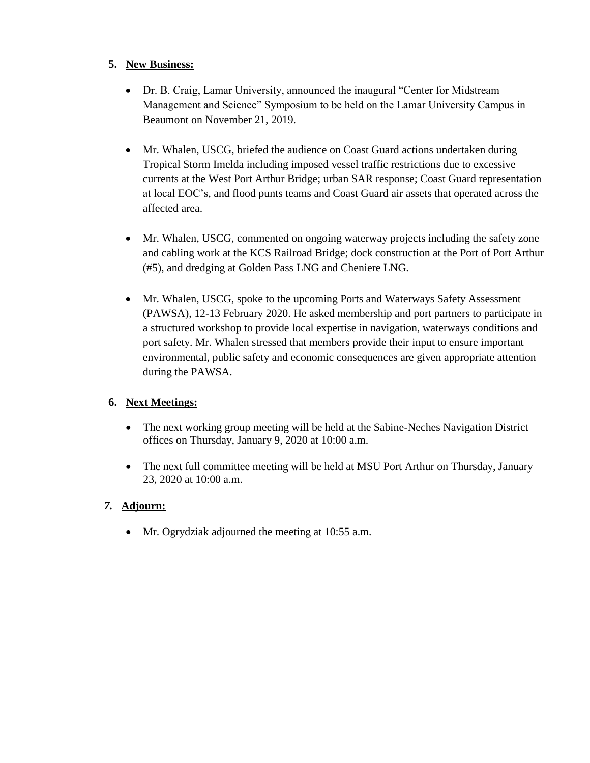5. **New Business:**

   - Dr. B. Craig, Lamar University, announced the inaugural "Center for Midstream Management and Science" Symposium to be held on the Lamar University Campus in Beaumont on November 21, 2019.

   - Mr. Whalen, USCG, briefed the audience on Coast Guard actions undertaken during Tropical Storm Imelda including imposed vessel traffic restrictions due to excessive currents at the West Port Arthur Bridge; urban SAR response; Coast Guard representation at local EOC's, and flood punts teams and Coast Guard air assets that operated across the affected area.

   - Mr. Whalen, USCG, commented on ongoing waterway projects including the safety zone and cabling work at the KCS Railroad Bridge; dock construction at the Port of Port Arthur (#5), and dredging at Golden Pass LNG and Cheniere LNG.

   - Mr. Whalen, USCG, spoke to the upcoming Ports and Waterways Safety Assessment (PAWSA), 12-13 February 2020. He asked membership and port partners to participate in a structured workshop to provide local expertise in navigation, waterways conditions and port safety. Mr. Whalen stressed that members provide their input to ensure important environmental, public safety and economic consequences are given appropriate attention during the PAWSA.

6. **Next Meetings:**

   - The next working group meeting will be held at the Sabine-Neches Navigation District offices on Thursday, January 9, 2020 at 10:00 a.m.

   - The next full committee meeting will be held at MSU Port Arthur on Thursday, January 23, 2020 at 10:00 a.m.

7. **Adjourn:**

   - Mr. Ogrydziak adjourned the meeting at 10:55 a.m.